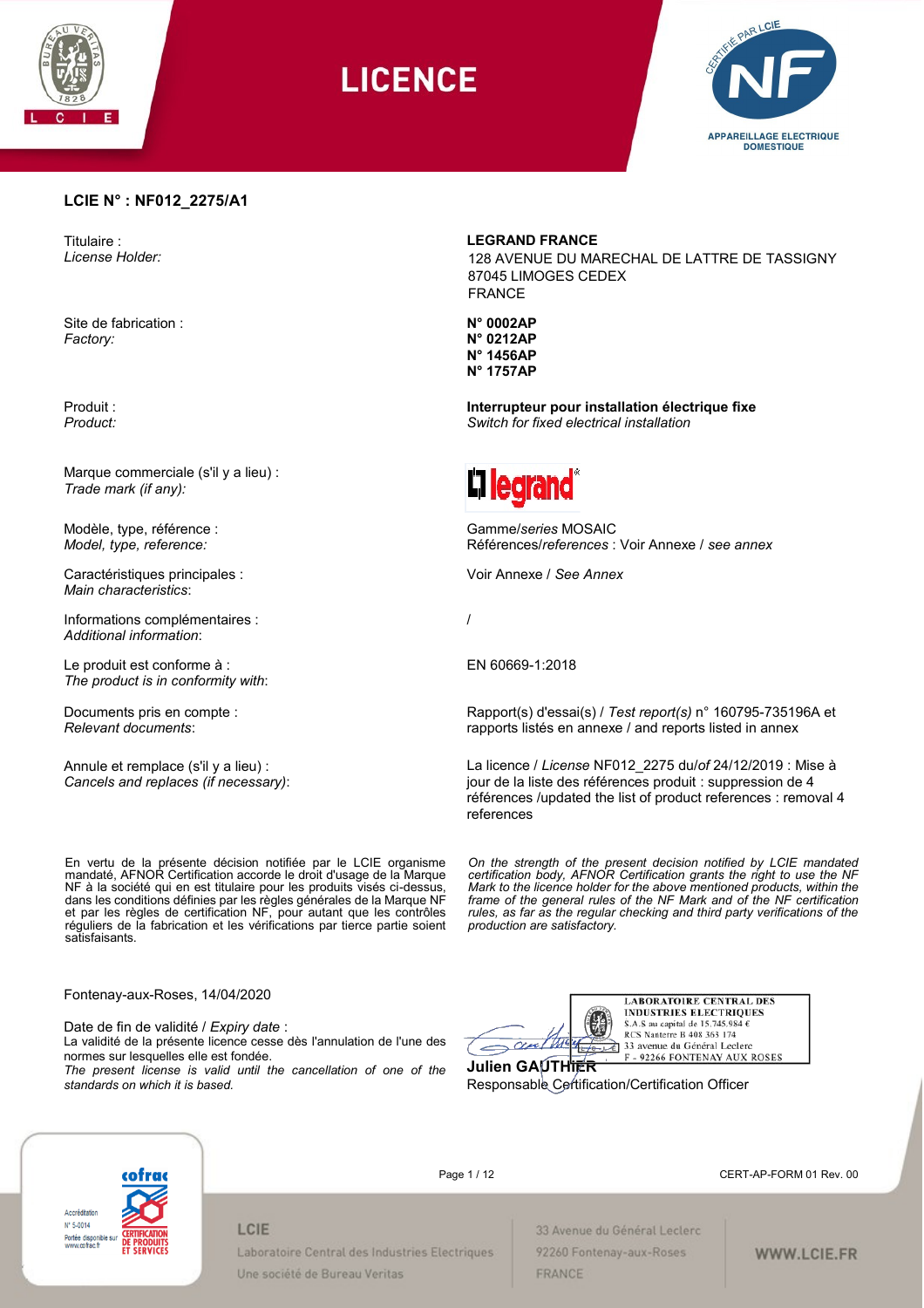# LICENCE

CERTIFIÉ PAR LCIE

APPAREILLAGE ELECTRIQUE DOMESTIQUE

**LCIE N° : NF012_2275/A1**

| | |
|---|---|
| Titulaire : *License Holder:* | **LEGRAND FRANCE** 128 AVENUE DU MARECHAL DE LATTRE DE TASSIGNY 87045 LIMOGES CEDEX FRANCE |
| Site de fabrication : *Factory:* | **N° 0002AP** **N° 0212AP** **N° 1456AP** **N° 1757AP** |
| Produit : *Product:* | **Interrupteur pour installation électrique fixe** *Switch for fixed electrical installation* |
| Marque commerciale (s'il y a lieu) : *Trade mark (if any):* | legrand |
| Modèle, type, référence : *Model, type, reference:* | Gamme/*series* MOSAIC Références/*references* : Voir Annexe / *see annex* |
| Caractéristiques principales : *Main characteristics*: | Voir Annexe / *See Annex* |
| Informations complémentaires : *Additional information*: | / |
| Le produit est conforme à : *The product is in conformity with*: | EN 60669-1:2018 |
| Documents pris en compte : *Relevant documents*: | Rapport(s) d'essai(s) / *Test report(s)* n° 160795-735196A et rapports listés en annexe / and reports listed in annex |
| Annule et remplace (s'il y a lieu) : *Cancels and replaces (if necessary)*: | La licence / *License* NF012_2275 du/*of* 24/12/2019 : Mise à jour de la liste des références produit : suppression de 4 références /updated the list of product references : removal 4 references |

En vertu de la présente décision notifiée par le LCIE organisme mandaté, AFNOR Certification accorde le droit d'usage de la Marque NF à la société qui en est titulaire pour les produits visés ci-dessus, dans les conditions définies par les règles générales de la Marque NF et par les règles de certification NF, pour autant que les contrôles réguliers de la fabrication et les vérifications par tierce partie soient satisfaisants.

*On the strength of the present decision notified by LCIE mandated certification body, AFNOR Certification grants the right to use the NF Mark to the licence holder for the above mentioned products, within the frame of the general rules of the NF Mark and of the NF certification rules, as far as the regular checking and third party verifications of the production are satisfactory.*

Fontenay-aux-Roses, 14/04/2020

Date de fin de validité / *Expiry date* :
La validité de la présente licence cesse dès l'annulation de l'une des normes sur lesquelles elle est fondée.
*The present license is valid until the cancellation of one of the standards on which it is based.*

LABORATOIRE CENTRAL DES INDUSTRIES ELECTRIQUES
S.A.S au capital de 15.745.984 €
RCS Nanterre B 408 363 174
33 avenue du Général Leclerc
F - 92266 FONTENAY AUX ROSES

**Julien GAUTHIER**
Responsable Certification/Certification Officer

CERT-AP-FORM 01 Rev. 00

Accréditation N° 5-0014
Portée disponible sur www.cofrac.fr

LCIE
Laboratoire Central des Industries Electriques
Une société de Bureau Veritas

33 Avenue du Général Leclerc
92260 Fontenay-aux-Roses
FRANCE

WWW.LCIE.FR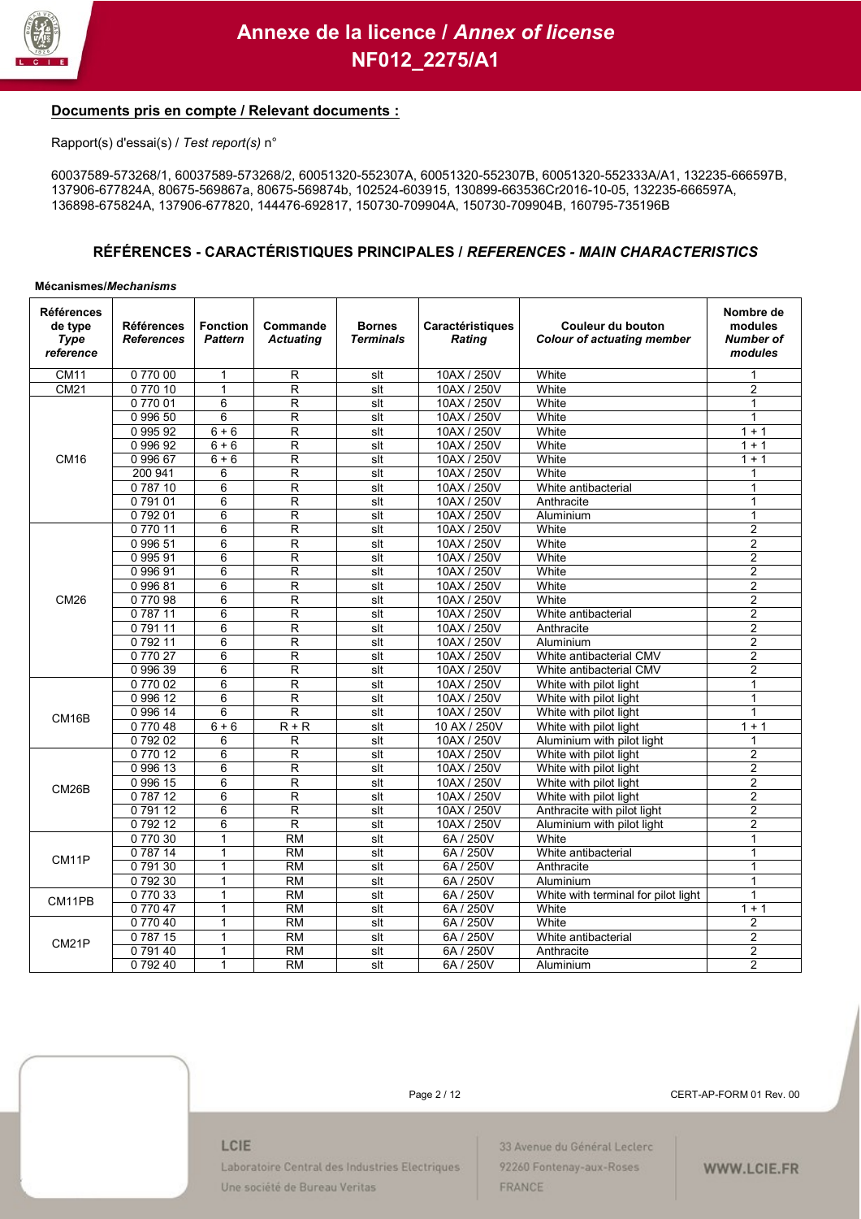# Annexe de la licence / *Annex of license*
# NF012_2275/A1

**Documents pris en compte / Relevant documents :**

Rapport(s) d'essai(s) / *Test report(s)* n°

60037589-573268/1, 60037589-573268/2, 60051320-552307A, 60051320-552307B, 60051320-552333A/A1, 132235-666597B, 137906-677824A, 80675-569867a, 80675-569874b, 102524-603915, 130899-663536Cr2016-10-05, 132235-666597A, 136898-675824A, 137906-677820, 144476-692817, 150730-709904A, 150730-709904B, 160795-735196B

## RÉFÉRENCES - CARACTÉRISTIQUES PRINCIPALES / *REFERENCES - MAIN CHARACTERISTICS*

**Mécanismes/*Mechanisms***

| Références de type *Type reference* | Références *References* | Fonction *Pattern* | Commande *Actuating* | Bornes *Terminals* | Caractéristiques *Rating* | Couleur du bouton *Colour of actuating member* | Nombre de modules *Number of modules* |
|---|---|---|---|---|---|---|---|
| CM11 | 0 770 00 | 1 | R | slt | 10AX / 250V | White | 1 |
| CM21 | 0 770 10 | 1 | R | slt | 10AX / 250V | White | 2 |
| CM16 | 0 770 01 | 6 | R | slt | 10AX / 250V | White | 1 |
| | 0 996 50 | 6 | R | slt | 10AX / 250V | White | 1 |
| | 0 995 92 | 6 + 6 | R | slt | 10AX / 250V | White | 1 + 1 |
| | 0 996 92 | 6 + 6 | R | slt | 10AX / 250V | White | 1 + 1 |
| | 0 996 67 | 6 + 6 | R | slt | 10AX / 250V | White | 1 + 1 |
| | 200 941 | 6 | R | slt | 10AX / 250V | White | 1 |
| | 0 787 10 | 6 | R | slt | 10AX / 250V | White antibacterial | 1 |
| | 0 791 01 | 6 | R | slt | 10AX / 250V | Anthracite | 1 |
| | 0 792 01 | 6 | R | slt | 10AX / 250V | Aluminium | 1 |
| CM26 | 0 770 11 | 6 | R | slt | 10AX / 250V | White | 2 |
| | 0 996 51 | 6 | R | slt | 10AX / 250V | White | 2 |
| | 0 995 91 | 6 | R | slt | 10AX / 250V | White | 2 |
| | 0 996 91 | 6 | R | slt | 10AX / 250V | White | 2 |
| | 0 996 81 | 6 | R | slt | 10AX / 250V | White | 2 |
| | 0 770 98 | 6 | R | slt | 10AX / 250V | White | 2 |
| | 0 787 11 | 6 | R | slt | 10AX / 250V | White antibacterial | 2 |
| | 0 791 11 | 6 | R | slt | 10AX / 250V | Anthracite | 2 |
| | 0 792 11 | 6 | R | slt | 10AX / 250V | Aluminium | 2 |
| | 0 770 27 | 6 | R | slt | 10AX / 250V | White antibacterial CMV | 2 |
| | 0 996 39 | 6 | R | slt | 10AX / 250V | White antibacterial CMV | 2 |
| CM16B | 0 770 02 | 6 | R | slt | 10AX / 250V | White with pilot light | 1 |
| | 0 996 12 | 6 | R | slt | 10AX / 250V | White with pilot light | 1 |
| | 0 996 14 | 6 | R | slt | 10AX / 250V | White with pilot light | 1 |
| | 0 770 48 | 6 + 6 | R + R | slt | 10 AX / 250V | White with pilot light | 1 + 1 |
| | 0 792 02 | 6 | R | slt | 10AX / 250V | Aluminium with pilot light | 1 |
| CM26B | 0 770 12 | 6 | R | slt | 10AX / 250V | White with pilot light | 2 |
| | 0 996 13 | 6 | R | slt | 10AX / 250V | White with pilot light | 2 |
| | 0 996 15 | 6 | R | slt | 10AX / 250V | White with pilot light | 2 |
| | 0 787 12 | 6 | R | slt | 10AX / 250V | White with pilot light | 2 |
| | 0 791 12 | 6 | R | slt | 10AX / 250V | Anthracite with pilot light | 2 |
| | 0 792 12 | 6 | R | slt | 10AX / 250V | Aluminium with pilot light | 2 |
| CM11P | 0 770 30 | 1 | RM | slt | 6A / 250V | White | 1 |
| | 0 787 14 | 1 | RM | slt | 6A / 250V | White antibacterial | 1 |
| | 0 791 30 | 1 | RM | slt | 6A / 250V | Anthracite | 1 |
| | 0 792 30 | 1 | RM | slt | 6A / 250V | Aluminium | 1 |
| CM11PB | 0 770 33 | 1 | RM | slt | 6A / 250V | White with terminal for pilot light | 1 |
| | 0 770 47 | 1 | RM | slt | 6A / 250V | White | 1 + 1 |
| CM21P | 0 770 40 | 1 | RM | slt | 6A / 250V | White | 2 |
| | 0 787 15 | 1 | RM | slt | 6A / 250V | White antibacterial | 2 |
| | 0 791 40 | 1 | RM | slt | 6A / 250V | Anthracite | 2 |
| | 0 792 40 | 1 | RM | slt | 6A / 250V | Aluminium | 2 |

CERT-AP-FORM 01 Rev. 00

LCIE
Laboratoire Central des Industries Electriques
Une société de Bureau Veritas

33 Avenue du Général Leclerc
92260 Fontenay-aux-Roses
FRANCE

WWW.LCIE.FR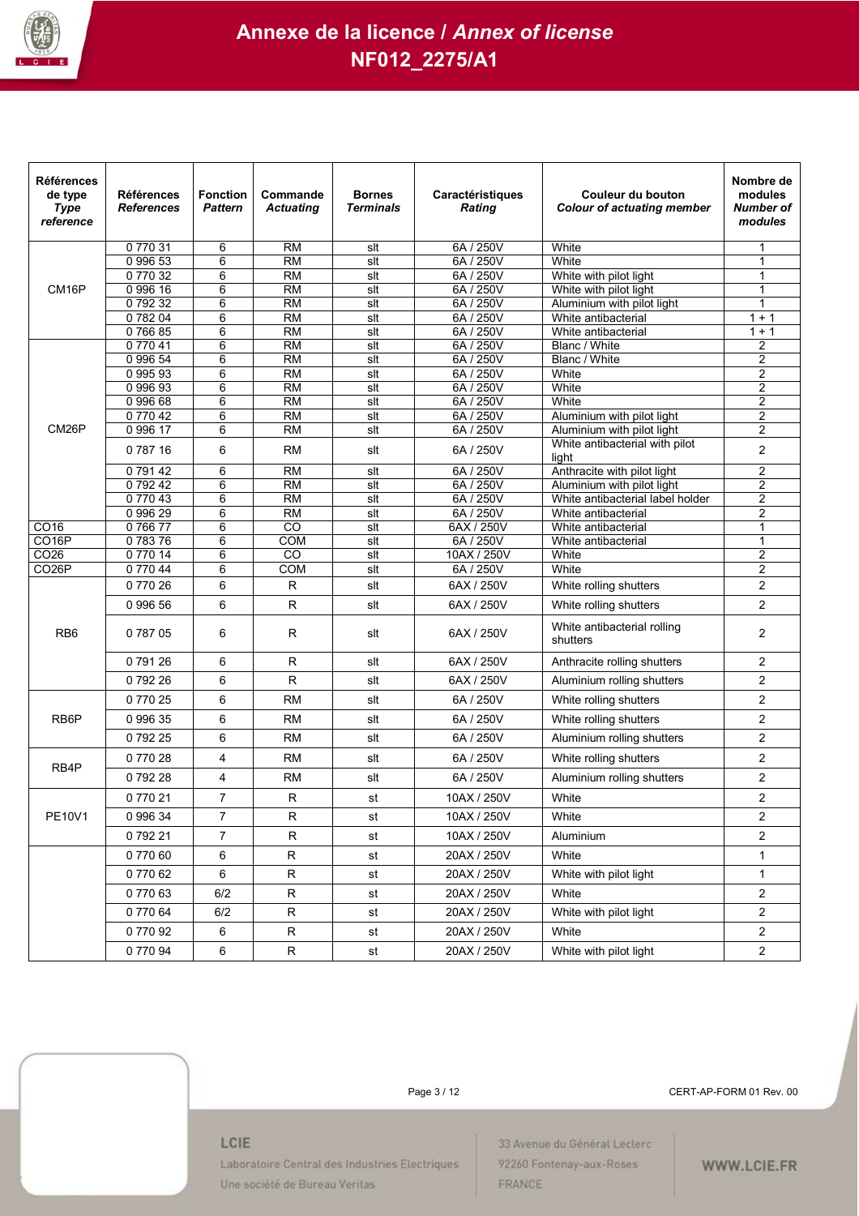# Annexe de la licence / *Annex of license*
# NF012_2275/A1

| Références de type *Type reference* | Références *References* | Fonction *Pattern* | Commande *Actuating* | Bornes *Terminals* | Caractéristiques *Rating* | Couleur du bouton *Colour of actuating member* | Nombre de modules *Number of modules* |
|---|---|---|---|---|---|---|---|
| CM16P | 0 770 31 | 6 | RM | slt | 6A / 250V | White | 1 |
| | 0 996 53 | 6 | RM | slt | 6A / 250V | White | 1 |
| | 0 770 32 | 6 | RM | slt | 6A / 250V | White with pilot light | 1 |
| | 0 996 16 | 6 | RM | slt | 6A / 250V | White with pilot light | 1 |
| | 0 792 32 | 6 | RM | slt | 6A / 250V | Aluminium with pilot light | 1 |
| | 0 782 04 | 6 | RM | slt | 6A / 250V | White antibacterial | 1 + 1 |
| | 0 766 85 | 6 | RM | slt | 6A / 250V | White antibacterial | 1 + 1 |
| CM26P | 0 770 41 | 6 | RM | slt | 6A / 250V | Blanc / White | 2 |
| | 0 996 54 | 6 | RM | slt | 6A / 250V | Blanc / White | 2 |
| | 0 995 93 | 6 | RM | slt | 6A / 250V | White | 2 |
| | 0 996 93 | 6 | RM | slt | 6A / 250V | White | 2 |
| | 0 996 68 | 6 | RM | slt | 6A / 250V | White | 2 |
| | 0 770 42 | 6 | RM | slt | 6A / 250V | Aluminium with pilot light | 2 |
| | 0 996 17 | 6 | RM | slt | 6A / 250V | Aluminium with pilot light | 2 |
| | 0 787 16 | 6 | RM | slt | 6A / 250V | White antibacterial with pilot light | 2 |
| | 0 791 42 | 6 | RM | slt | 6A / 250V | Anthracite with pilot light | 2 |
| | 0 792 42 | 6 | RM | slt | 6A / 250V | Aluminium with pilot light | 2 |
| | 0 770 43 | 6 | RM | slt | 6A / 250V | White antibacterial label holder | 2 |
| | 0 996 29 | 6 | RM | slt | 6A / 250V | White antibacterial | 2 |
| CO16 | 0 766 77 | 6 | CO | slt | 6AX / 250V | White antibacterial | 1 |
| CO16P | 0 783 76 | 6 | COM | slt | 6A / 250V | White antibacterial | 1 |
| CO26 | 0 770 14 | 6 | CO | slt | 10AX / 250V | White | 2 |
| CO26P | 0 770 44 | 6 | COM | slt | 6A / 250V | White | 2 |
| RB6 | 0 770 26 | 6 | R | slt | 6AX / 250V | White rolling shutters | 2 |
| | 0 996 56 | 6 | R | slt | 6AX / 250V | White rolling shutters | 2 |
| | 0 787 05 | 6 | R | slt | 6AX / 250V | White antibacterial rolling shutters | 2 |
| | 0 791 26 | 6 | R | slt | 6AX / 250V | Anthracite rolling shutters | 2 |
| | 0 792 26 | 6 | R | slt | 6AX / 250V | Aluminium rolling shutters | 2 |
| RB6P | 0 770 25 | 6 | RM | slt | 6A / 250V | White rolling shutters | 2 |
| | 0 996 35 | 6 | RM | slt | 6A / 250V | White rolling shutters | 2 |
| | 0 792 25 | 6 | RM | slt | 6A / 250V | Aluminium rolling shutters | 2 |
| RB4P | 0 770 28 | 4 | RM | slt | 6A / 250V | White rolling shutters | 2 |
| | 0 792 28 | 4 | RM | slt | 6A / 250V | Aluminium rolling shutters | 2 |
| PE10V1 | 0 770 21 | 7 | R | st | 10AX / 250V | White | 2 |
| | 0 996 34 | 7 | R | st | 10AX / 250V | White | 2 |
| | 0 792 21 | 7 | R | st | 10AX / 250V | Aluminium | 2 |
| | 0 770 60 | 6 | R | st | 20AX / 250V | White | 1 |
| | 0 770 62 | 6 | R | st | 20AX / 250V | White with pilot light | 1 |
| | 0 770 63 | 6/2 | R | st | 20AX / 250V | White | 2 |
| | 0 770 64 | 6/2 | R | st | 20AX / 250V | White with pilot light | 2 |
| | 0 770 92 | 6 | R | st | 20AX / 250V | White | 2 |
| | 0 770 94 | 6 | R | st | 20AX / 250V | White with pilot light | 2 |

CERT-AP-FORM 01 Rev. 00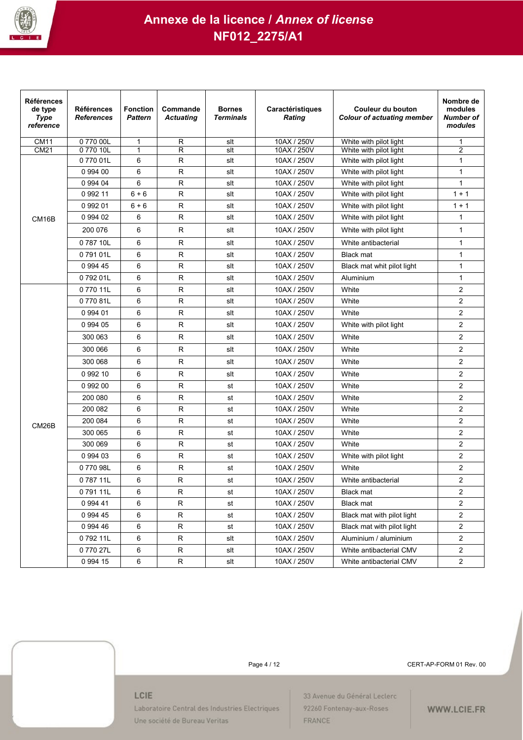# Annexe de la licence / *Annex of license*
# NF012_2275/A1

| Références de type *Type reference* | Références *References* | Fonction *Pattern* | Commande *Actuating* | Bornes *Terminals* | Caractéristiques *Rating* | Couleur du bouton *Colour of actuating member* | Nombre de modules *Number of modules* |
|---|---|---|---|---|---|---|---|
| CM11 | 0 770 00L | 1 | R | slt | 10AX / 250V | White with pilot light | 1 |
| CM21 | 0 770 10L | 1 | R | slt | 10AX / 250V | White with pilot light | 2 |
| CM16B | 0 770 01L | 6 | R | slt | 10AX / 250V | White with pilot light | 1 |
| | 0 994 00 | 6 | R | slt | 10AX / 250V | White with pilot light | 1 |
| | 0 994 04 | 6 | R | slt | 10AX / 250V | White with pilot light | 1 |
| | 0 992 11 | 6 + 6 | R | slt | 10AX / 250V | White with pilot light | 1 + 1 |
| | 0 992 01 | 6 + 6 | R | slt | 10AX / 250V | White with pilot light | 1 + 1 |
| | 0 994 02 | 6 | R | slt | 10AX / 250V | White with pilot light | 1 |
| | 200 076 | 6 | R | slt | 10AX / 250V | White with pilot light | 1 |
| | 0 787 10L | 6 | R | slt | 10AX / 250V | White antibacterial | 1 |
| | 0 791 01L | 6 | R | slt | 10AX / 250V | Black mat | 1 |
| | 0 994 45 | 6 | R | slt | 10AX / 250V | Black mat whit pilot light | 1 |
| | 0 792 01L | 6 | R | slt | 10AX / 250V | Aluminium | 1 |
| CM26B | 0 770 11L | 6 | R | slt | 10AX / 250V | White | 2 |
| | 0 770 81L | 6 | R | slt | 10AX / 250V | White | 2 |
| | 0 994 01 | 6 | R | slt | 10AX / 250V | White | 2 |
| | 0 994 05 | 6 | R | slt | 10AX / 250V | White with pilot light | 2 |
| | 300 063 | 6 | R | slt | 10AX / 250V | White | 2 |
| | 300 066 | 6 | R | slt | 10AX / 250V | White | 2 |
| | 300 068 | 6 | R | slt | 10AX / 250V | White | 2 |
| | 0 992 10 | 6 | R | slt | 10AX / 250V | White | 2 |
| | 0 992 00 | 6 | R | st | 10AX / 250V | White | 2 |
| | 200 080 | 6 | R | st | 10AX / 250V | White | 2 |
| | 200 082 | 6 | R | st | 10AX / 250V | White | 2 |
| | 200 084 | 6 | R | st | 10AX / 250V | White | 2 |
| | 300 065 | 6 | R | st | 10AX / 250V | White | 2 |
| | 300 069 | 6 | R | st | 10AX / 250V | White | 2 |
| | 0 994 03 | 6 | R | st | 10AX / 250V | White with pilot light | 2 |
| | 0 770 98L | 6 | R | st | 10AX / 250V | White | 2 |
| | 0 787 11L | 6 | R | st | 10AX / 250V | White antibacterial | 2 |
| | 0 791 11L | 6 | R | st | 10AX / 250V | Black mat | 2 |
| | 0 994 41 | 6 | R | st | 10AX / 250V | Black mat | 2 |
| | 0 994 45 | 6 | R | st | 10AX / 250V | Black mat with pilot light | 2 |
| | 0 994 46 | 6 | R | st | 10AX / 250V | Black mat with pilot light | 2 |
| | 0 792 11L | 6 | R | slt | 10AX / 250V | Aluminium / aluminium | 2 |
| | 0 770 27L | 6 | R | slt | 10AX / 250V | White antibacterial CMV | 2 |
| | 0 994 15 | 6 | R | slt | 10AX / 250V | White antibacterial CMV | 2 |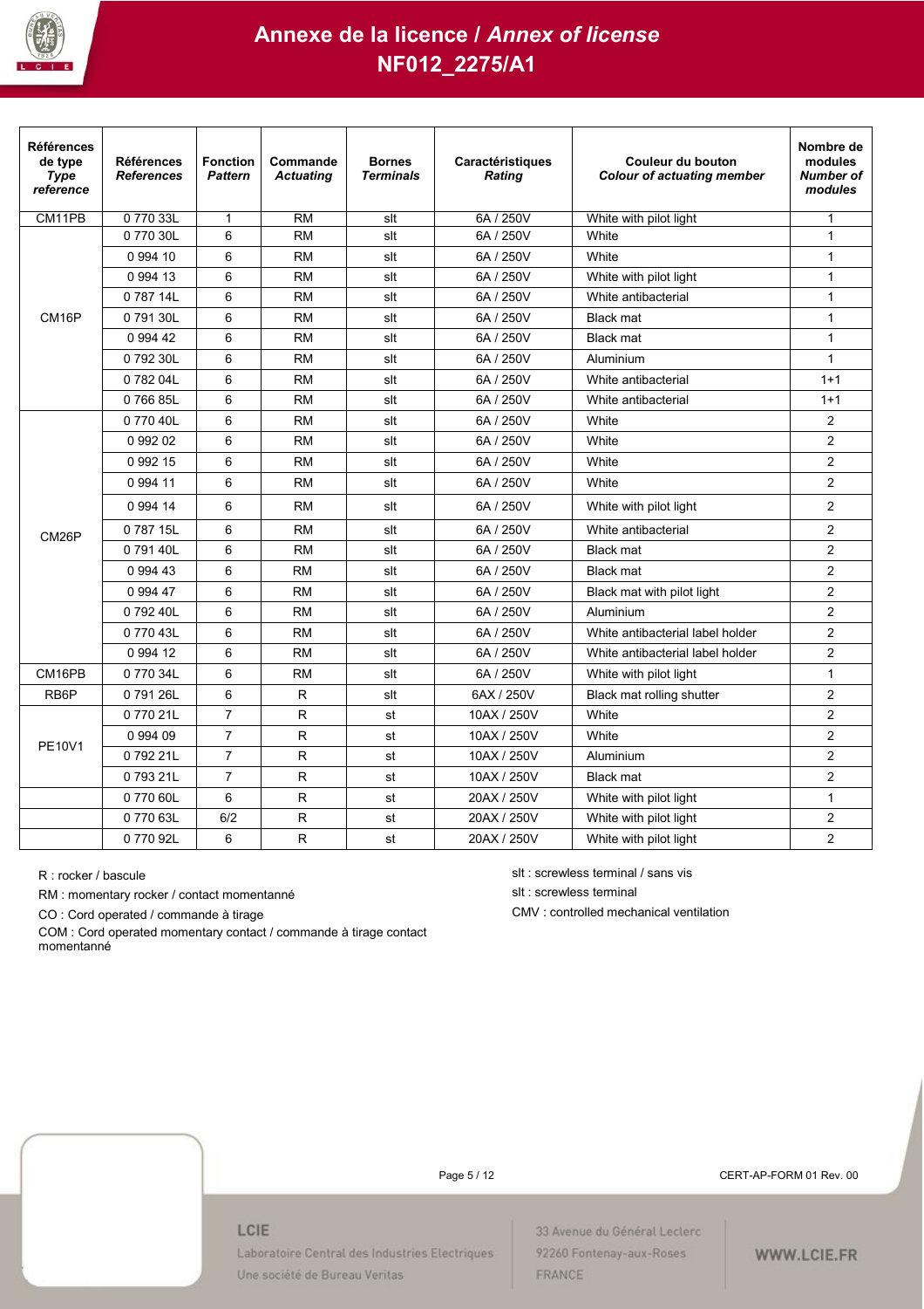# Annexe de la licence / *Annex of license*

# NF012_2275/A1

| Références de type *Type reference* | Références *References* | Fonction *Pattern* | Commande *Actuating* | Bornes *Terminals* | Caractéristiques *Rating* | Couleur du bouton *Colour of actuating member* | Nombre de modules *Number of modules* |
|---|---|---|---|---|---|---|---|
| CM11PB | 0 770 33L | 1 | RM | slt | 6A / 250V | White with pilot light | 1 |
| CM16P | 0 770 30L | 6 | RM | slt | 6A / 250V | White | 1 |
| | 0 994 10 | 6 | RM | slt | 6A / 250V | White | 1 |
| | 0 994 13 | 6 | RM | slt | 6A / 250V | White with pilot light | 1 |
| | 0 787 14L | 6 | RM | slt | 6A / 250V | White antibacterial | 1 |
| | 0 791 30L | 6 | RM | slt | 6A / 250V | Black mat | 1 |
| | 0 994 42 | 6 | RM | slt | 6A / 250V | Black mat | 1 |
| | 0 792 30L | 6 | RM | slt | 6A / 250V | Aluminium | 1 |
| | 0 782 04L | 6 | RM | slt | 6A / 250V | White antibacterial | 1+1 |
| | 0 766 85L | 6 | RM | slt | 6A / 250V | White antibacterial | 1+1 |
| CM26P | 0 770 40L | 6 | RM | slt | 6A / 250V | White | 2 |
| | 0 992 02 | 6 | RM | slt | 6A / 250V | White | 2 |
| | 0 992 15 | 6 | RM | slt | 6A / 250V | White | 2 |
| | 0 994 11 | 6 | RM | slt | 6A / 250V | White | 2 |
| | 0 994 14 | 6 | RM | slt | 6A / 250V | White with pilot light | 2 |
| | 0 787 15L | 6 | RM | slt | 6A / 250V | White antibacterial | 2 |
| | 0 791 40L | 6 | RM | slt | 6A / 250V | Black mat | 2 |
| | 0 994 43 | 6 | RM | slt | 6A / 250V | Black mat | 2 |
| | 0 994 47 | 6 | RM | slt | 6A / 250V | Black mat with pilot light | 2 |
| | 0 792 40L | 6 | RM | slt | 6A / 250V | Aluminium | 2 |
| | 0 770 43L | 6 | RM | slt | 6A / 250V | White antibacterial label holder | 2 |
| | 0 994 12 | 6 | RM | slt | 6A / 250V | White antibacterial label holder | 2 |
| CM16PB | 0 770 34L | 6 | RM | slt | 6A / 250V | White with pilot light | 1 |
| RB6P | 0 791 26L | 6 | R | slt | 6AX / 250V | Black mat rolling shutter | 2 |
| PE10V1 | 0 770 21L | 7 | R | st | 10AX / 250V | White | 2 |
| | 0 994 09 | 7 | R | st | 10AX / 250V | White | 2 |
| | 0 792 21L | 7 | R | st | 10AX / 250V | Aluminium | 2 |
| | 0 793 21L | 7 | R | st | 10AX / 250V | Black mat | 2 |
| | 0 770 60L | 6 | R | st | 20AX / 250V | White with pilot light | 1 |
| | 0 770 63L | 6/2 | R | st | 20AX / 250V | White with pilot light | 2 |
| | 0 770 92L | 6 | R | st | 20AX / 250V | White with pilot light | 2 |

R : rocker / bascule

RM : momentary rocker / contact momentanné

CO : Cord operated / commande à tirage

COM : Cord operated momentary contact / commande à tirage contact momentanné

slt : screwless terminal / sans vis

slt : screwless terminal

CMV : controlled mechanical ventilation

CERT-AP-FORM 01 Rev. 00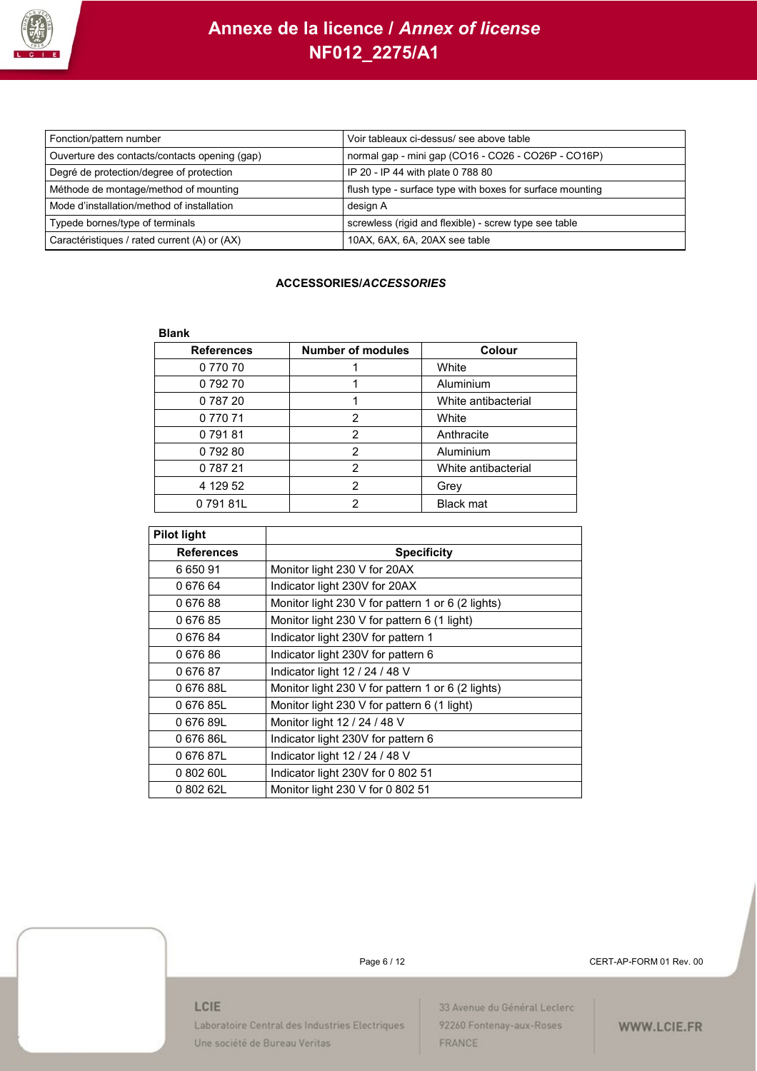| Fonction/pattern number | Voir tableaux ci-dessus/ see above table |
| --- | --- |
| Ouverture des contacts/contacts opening (gap) | normal gap - mini gap (CO16 - CO26 - CO26P - CO16P) |
| Degré de protection/degree of protection | IP 20 - IP 44 with plate 0 788 80 |
| Méthode de montage/method of mounting | flush type - surface type with boxes for surface mounting |
| Mode d'installation/method of installation | design A |
| Typede bornes/type of terminals | screwless (rigid and flexible) - screw type see table |
| Caractéristiques / rated current (A) or (AX) | 10AX, 6AX, 6A, 20AX see table |

**ACCESSORIES/*ACCESSORIES***

**Blank**

| References | Number of modules | Colour |
| --- | --- | --- |
| 0 770 70 | 1 | White |
| 0 792 70 | 1 | Aluminium |
| 0 787 20 | 1 | White antibacterial |
| 0 770 71 | 2 | White |
| 0 791 81 | 2 | Anthracite |
| 0 792 80 | 2 | Aluminium |
| 0 787 21 | 2 | White antibacterial |
| 4 129 52 | 2 | Grey |
| 0 791 81L | 2 | Black mat |

| **Pilot light** | |
| --- | --- |
| **References** | **Specificity** |
| 6 650 91 | Monitor light 230 V for 20AX |
| 0 676 64 | Indicator light 230V for 20AX |
| 0 676 88 | Monitor light 230 V for pattern 1 or 6 (2 lights) |
| 0 676 85 | Monitor light 230 V for pattern 6 (1 light) |
| 0 676 84 | Indicator light 230V for pattern 1 |
| 0 676 86 | Indicator light 230V for pattern 6 |
| 0 676 87 | Indicator light 12 / 24 / 48 V |
| 0 676 88L | Monitor light 230 V for pattern 1 or 6 (2 lights) |
| 0 676 85L | Monitor light 230 V for pattern 6 (1 light) |
| 0 676 89L | Monitor light 12 / 24 / 48 V |
| 0 676 86L | Indicator light 230V for pattern 6 |
| 0 676 87L | Indicator light 12 / 24 / 48 V |
| 0 802 60L | Indicator light 230V for 0 802 51 |
| 0 802 62L | Monitor light 230 V for 0 802 51 |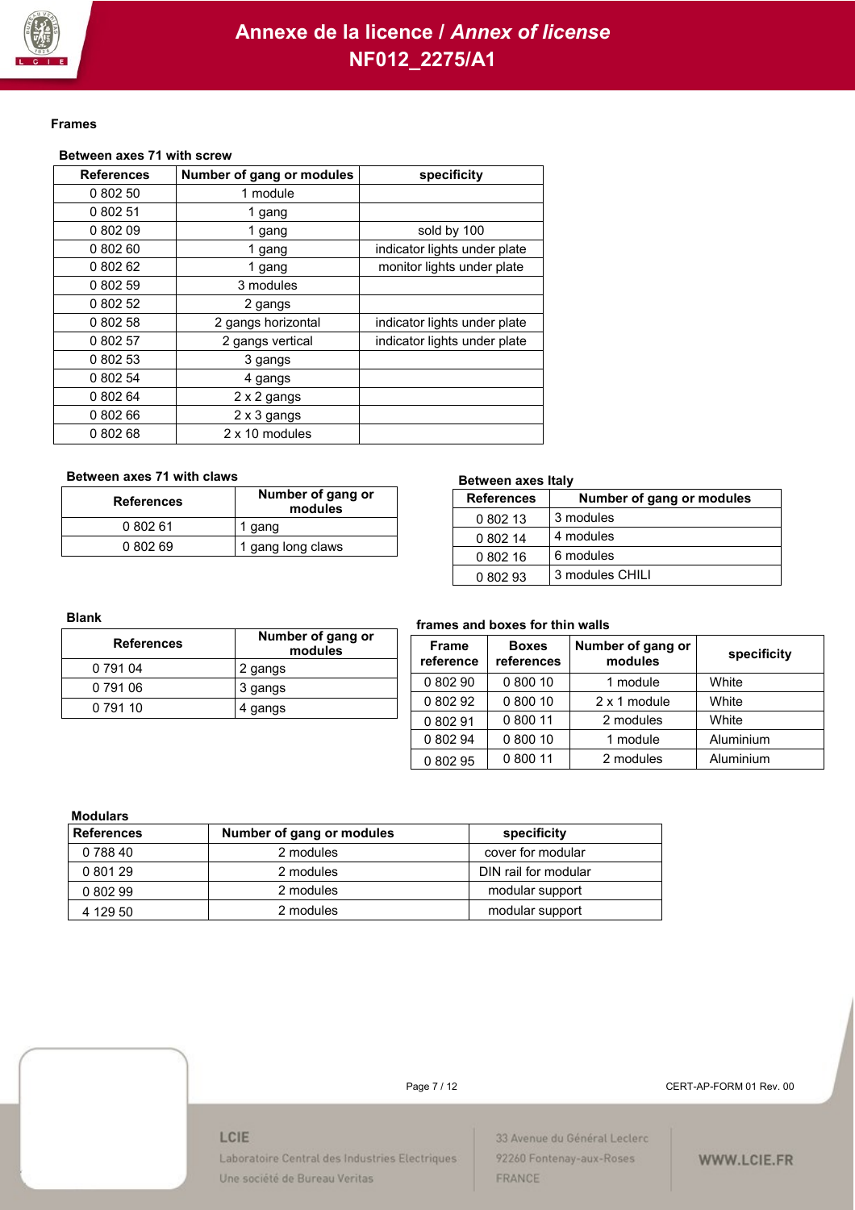# Annexe de la licence / *Annex of license*

# NF012_2275/A1

**Frames**

**Between axes 71 with screw**

| References | Number of gang or modules | specificity |
|---|---|---|
| 0 802 50 | 1 module | |
| 0 802 51 | 1 gang | |
| 0 802 09 | 1 gang | sold by 100 |
| 0 802 60 | 1 gang | indicator lights under plate |
| 0 802 62 | 1 gang | monitor lights under plate |
| 0 802 59 | 3 modules | |
| 0 802 52 | 2 gangs | |
| 0 802 58 | 2 gangs horizontal | indicator lights under plate |
| 0 802 57 | 2 gangs vertical | indicator lights under plate |
| 0 802 53 | 3 gangs | |
| 0 802 54 | 4 gangs | |
| 0 802 64 | 2 x 2 gangs | |
| 0 802 66 | 2 x 3 gangs | |
| 0 802 68 | 2 x 10 modules | |

**Between axes 71 with claws**

| References | Number of gang or modules |
|---|---|
| 0 802 61 | 1 gang |
| 0 802 69 | 1 gang long claws |

**Between axes Italy**

| References | Number of gang or modules |
|---|---|
| 0 802 13 | 3 modules |
| 0 802 14 | 4 modules |
| 0 802 16 | 6 modules |
| 0 802 93 | 3 modules CHILI |

**Blank**

| References | Number of gang or modules |
|---|---|
| 0 791 04 | 2 gangs |
| 0 791 06 | 3 gangs |
| 0 791 10 | 4 gangs |

**frames and boxes for thin walls**

| Frame reference | Boxes references | Number of gang or modules | specificity |
|---|---|---|---|
| 0 802 90 | 0 800 10 | 1 module | White |
| 0 802 92 | 0 800 10 | 2 x 1 module | White |
| 0 802 91 | 0 800 11 | 2 modules | White |
| 0 802 94 | 0 800 10 | 1 module | Aluminium |
| 0 802 95 | 0 800 11 | 2 modules | Aluminium |

**Modulars**

| References | Number of gang or modules | specificity |
|---|---|---|
| 0 788 40 | 2 modules | cover for modular |
| 0 801 29 | 2 modules | DIN rail for modular |
| 0 802 99 | 2 modules | modular support |
| 4 129 50 | 2 modules | modular support |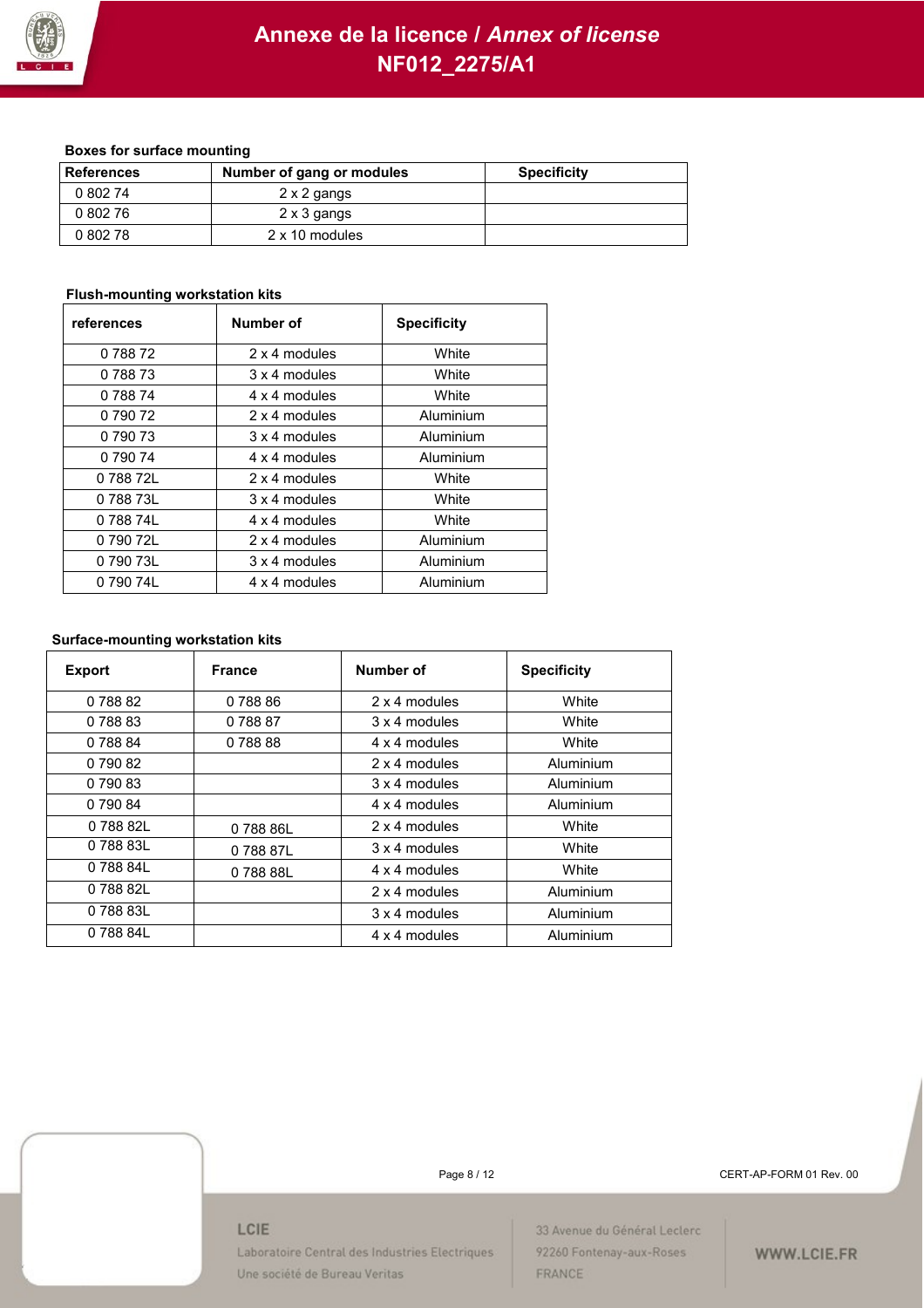**Boxes for surface mounting**

| References | Number of gang or modules | Specificity |
|---|---|---|
| 0 802 74 | 2 x 2 gangs | |
| 0 802 76 | 2 x 3 gangs | |
| 0 802 78 | 2 x 10 modules | |

**Flush-mounting workstation kits**

| references | Number of | Specificity |
|---|---|---|
| 0 788 72 | 2 x 4 modules | White |
| 0 788 73 | 3 x 4 modules | White |
| 0 788 74 | 4 x 4 modules | White |
| 0 790 72 | 2 x 4 modules | Aluminium |
| 0 790 73 | 3 x 4 modules | Aluminium |
| 0 790 74 | 4 x 4 modules | Aluminium |
| 0 788 72L | 2 x 4 modules | White |
| 0 788 73L | 3 x 4 modules | White |
| 0 788 74L | 4 x 4 modules | White |
| 0 790 72L | 2 x 4 modules | Aluminium |
| 0 790 73L | 3 x 4 modules | Aluminium |
| 0 790 74L | 4 x 4 modules | Aluminium |

**Surface-mounting workstation kits**

| Export | France | Number of | Specificity |
|---|---|---|---|
| 0 788 82 | 0 788 86 | 2 x 4 modules | White |
| 0 788 83 | 0 788 87 | 3 x 4 modules | White |
| 0 788 84 | 0 788 88 | 4 x 4 modules | White |
| 0 790 82 | | 2 x 4 modules | Aluminium |
| 0 790 83 | | 3 x 4 modules | Aluminium |
| 0 790 84 | | 4 x 4 modules | Aluminium |
| 0 788 82L | 0 788 86L | 2 x 4 modules | White |
| 0 788 83L | 0 788 87L | 3 x 4 modules | White |
| 0 788 84L | 0 788 88L | 4 x 4 modules | White |
| 0 788 82L | | 2 x 4 modules | Aluminium |
| 0 788 83L | | 3 x 4 modules | Aluminium |
| 0 788 84L | | 4 x 4 modules | Aluminium |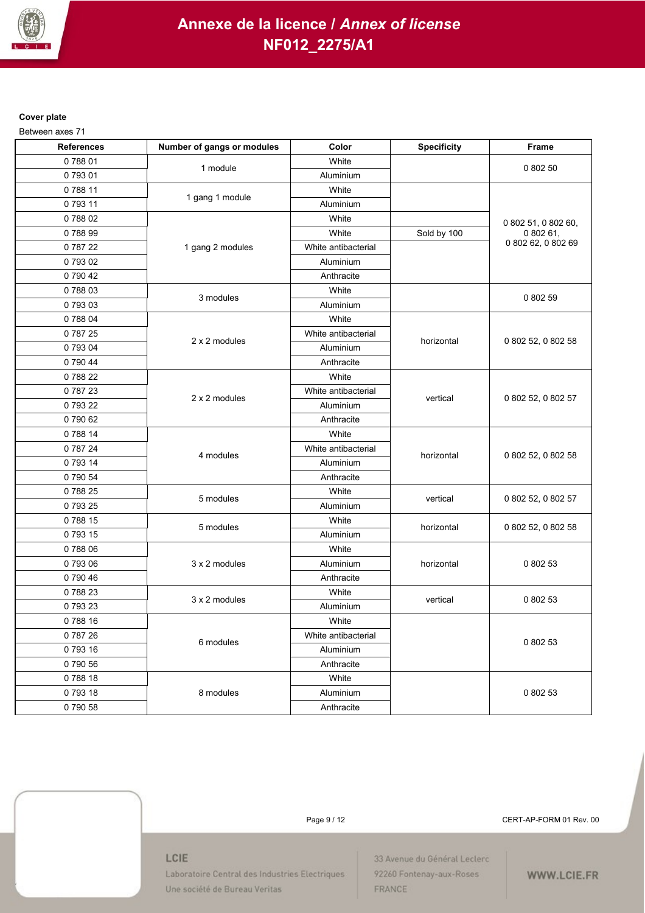**Cover plate**

Between axes 71

| References | Number of gangs or modules | Color | Specificity | Frame |
|---|---|---|---|---|
| 0 788 01 | 1 module | White | | 0 802 50 |
| 0 793 01 | | Aluminium | | |
| 0 788 11 | 1 gang 1 module | White | | 0 802 51, 0 802 60, 0 802 61, 0 802 62, 0 802 69 |
| 0 793 11 | | Aluminium | | |
| 0 788 02 | 1 gang 2 modules | White | | |
| 0 788 99 | | White | Sold by 100 | |
| 0 787 22 | | White antibacterial | | |
| 0 793 02 | | Aluminium | | |
| 0 790 42 | | Anthracite | | |
| 0 788 03 | 3 modules | White | | 0 802 59 |
| 0 793 03 | | Aluminium | | |
| 0 788 04 | 2 x 2 modules | White | horizontal | 0 802 52, 0 802 58 |
| 0 787 25 | | White antibacterial | | |
| 0 793 04 | | Aluminium | | |
| 0 790 44 | | Anthracite | | |
| 0 788 22 | 2 x 2 modules | White | vertical | 0 802 52, 0 802 57 |
| 0 787 23 | | White antibacterial | | |
| 0 793 22 | | Aluminium | | |
| 0 790 62 | | Anthracite | | |
| 0 788 14 | 4 modules | White | horizontal | 0 802 52, 0 802 58 |
| 0 787 24 | | White antibacterial | | |
| 0 793 14 | | Aluminium | | |
| 0 790 54 | | Anthracite | | |
| 0 788 25 | 5 modules | White | vertical | 0 802 52, 0 802 57 |
| 0 793 25 | | Aluminium | | |
| 0 788 15 | 5 modules | White | horizontal | 0 802 52, 0 802 58 |
| 0 793 15 | | Aluminium | | |
| 0 788 06 | 3 x 2 modules | White | horizontal | 0 802 53 |
| 0 793 06 | | Aluminium | | |
| 0 790 46 | | Anthracite | | |
| 0 788 23 | 3 x 2 modules | White | vertical | 0 802 53 |
| 0 793 23 | | Aluminium | | |
| 0 788 16 | 6 modules | White | | 0 802 53 |
| 0 787 26 | | White antibacterial | | |
| 0 793 16 | | Aluminium | | |
| 0 790 56 | | Anthracite | | |
| 0 788 18 | 8 modules | White | | 0 802 53 |
| 0 793 18 | | Aluminium | | |
| 0 790 58 | | Anthracite | | |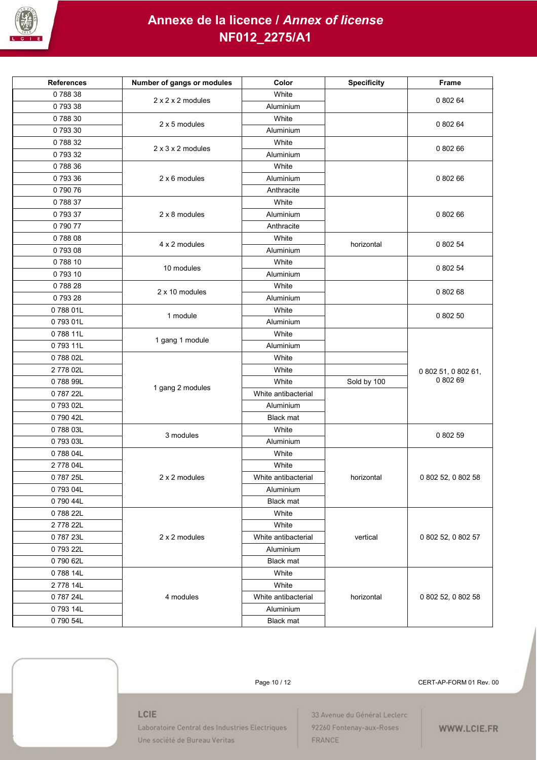# Annexe de la licence / *Annex of license*

# NF012_2275/A1

| References | Number of gangs or modules | Color | Specificity | Frame |
|---|---|---|---|---|
| 0 788 38 | 2 x 2 x 2 modules | White | | 0 802 64 |
| 0 793 38 | | Aluminium | | |
| 0 788 30 | 2 x 5 modules | White | | 0 802 64 |
| 0 793 30 | | Aluminium | | |
| 0 788 32 | 2 x 3 x 2 modules | White | | 0 802 66 |
| 0 793 32 | | Aluminium | | |
| 0 788 36 | 2 x 6 modules | White | | 0 802 66 |
| 0 793 36 | | Aluminium | | |
| 0 790 76 | | Anthracite | | |
| 0 788 37 | 2 x 8 modules | White | | 0 802 66 |
| 0 793 37 | | Aluminium | | |
| 0 790 77 | | Anthracite | | |
| 0 788 08 | 4 x 2 modules | White | horizontal | 0 802 54 |
| 0 793 08 | | Aluminium | | |
| 0 788 10 | 10 modules | White | | 0 802 54 |
| 0 793 10 | | Aluminium | | |
| 0 788 28 | 2 x 10 modules | White | | 0 802 68 |
| 0 793 28 | | Aluminium | | |
| 0 788 01L | 1 module | White | | 0 802 50 |
| 0 793 01L | | Aluminium | | |
| 0 788 11L | 1 gang 1 module | White | | 0 802 51, 0 802 61, 0 802 69 |
| 0 793 11L | | Aluminium | | |
| 0 788 02L | 1 gang 2 modules | White | | |
| 2 778 02L | | White | | |
| 0 788 99L | | White | Sold by 100 | |
| 0 787 22L | | White antibacterial | | |
| 0 793 02L | | Aluminium | | |
| 0 790 42L | | Black mat | | |
| 0 788 03L | 3 modules | White | | 0 802 59 |
| 0 793 03L | | Aluminium | | |
| 0 788 04L | 2 x 2 modules | White | horizontal | 0 802 52, 0 802 58 |
| 2 778 04L | | White | | |
| 0 787 25L | | White antibacterial | | |
| 0 793 04L | | Aluminium | | |
| 0 790 44L | | Black mat | | |
| 0 788 22L | 2 x 2 modules | White | vertical | 0 802 52, 0 802 57 |
| 2 778 22L | | White | | |
| 0 787 23L | | White antibacterial | | |
| 0 793 22L | | Aluminium | | |
| 0 790 62L | | Black mat | | |
| 0 788 14L | 4 modules | White | horizontal | 0 802 52, 0 802 58 |
| 2 778 14L | | White | | |
| 0 787 24L | | White antibacterial | | |
| 0 793 14L | | Aluminium | | |
| 0 790 54L | | Black mat | | |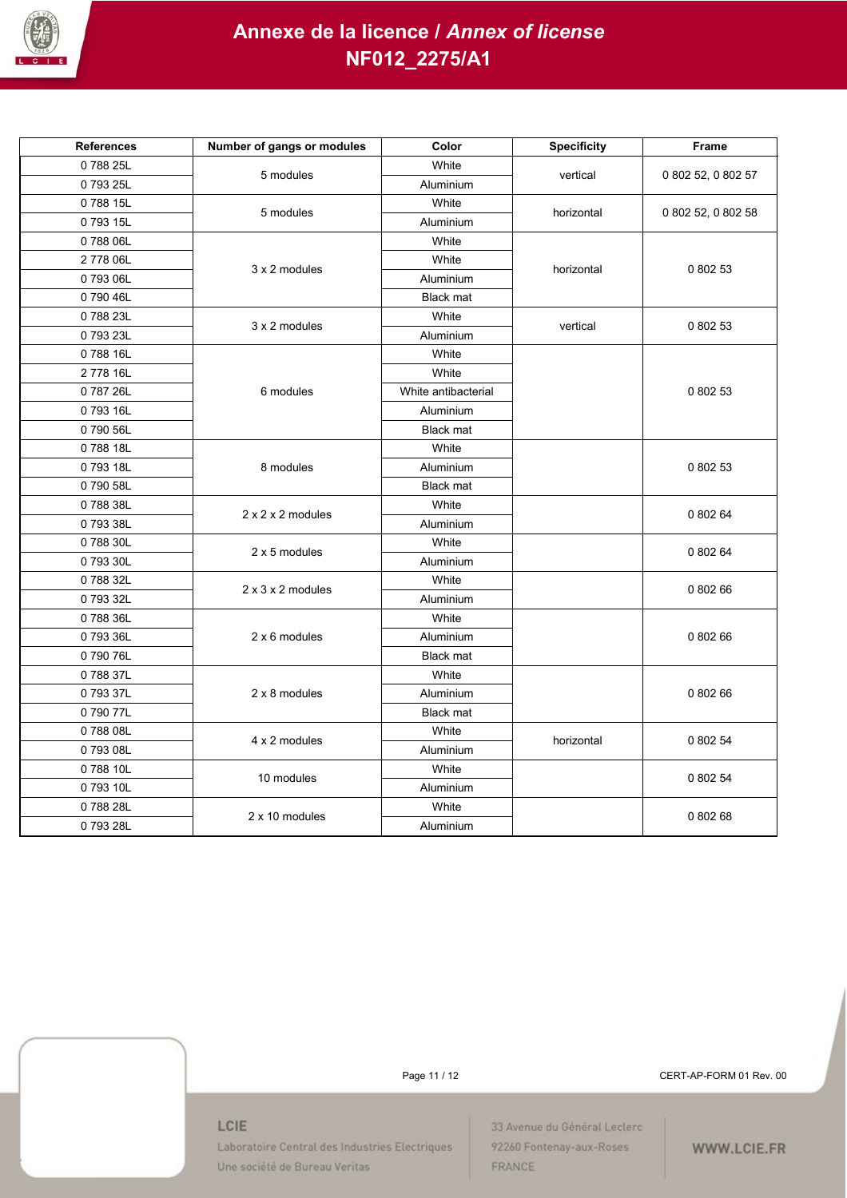# Annexe de la licence / *Annex of license*
# NF012_2275/A1

| References | Number of gangs or modules | Color | Specificity | Frame |
|---|---|---|---|---|
| 0 788 25L | 5 modules | White | vertical | 0 802 52, 0 802 57 |
| 0 793 25L | | Aluminium | | |
| 0 788 15L | 5 modules | White | horizontal | 0 802 52, 0 802 58 |
| 0 793 15L | | Aluminium | | |
| 0 788 06L | 3 x 2 modules | White | horizontal | 0 802 53 |
| 2 778 06L | | White | | |
| 0 793 06L | | Aluminium | | |
| 0 790 46L | | Black mat | | |
| 0 788 23L | 3 x 2 modules | White | vertical | 0 802 53 |
| 0 793 23L | | Aluminium | | |
| 0 788 16L | 6 modules | White | | 0 802 53 |
| 2 778 16L | | White | | |
| 0 787 26L | | White antibacterial | | |
| 0 793 16L | | Aluminium | | |
| 0 790 56L | | Black mat | | |
| 0 788 18L | 8 modules | White | | 0 802 53 |
| 0 793 18L | | Aluminium | | |
| 0 790 58L | | Black mat | | |
| 0 788 38L | 2 x 2 x 2 modules | White | | 0 802 64 |
| 0 793 38L | | Aluminium | | |
| 0 788 30L | 2 x 5 modules | White | | 0 802 64 |
| 0 793 30L | | Aluminium | | |
| 0 788 32L | 2 x 3 x 2 modules | White | | 0 802 66 |
| 0 793 32L | | Aluminium | | |
| 0 788 36L | 2 x 6 modules | White | | 0 802 66 |
| 0 793 36L | | Aluminium | | |
| 0 790 76L | | Black mat | | |
| 0 788 37L | 2 x 8 modules | White | | 0 802 66 |
| 0 793 37L | | Aluminium | | |
| 0 790 77L | | Black mat | | |
| 0 788 08L | 4 x 2 modules | White | horizontal | 0 802 54 |
| 0 793 08L | | Aluminium | | |
| 0 788 10L | 10 modules | White | | 0 802 54 |
| 0 793 10L | | Aluminium | | |
| 0 788 28L | 2 x 10 modules | White | | 0 802 68 |
| 0 793 28L | | Aluminium | | |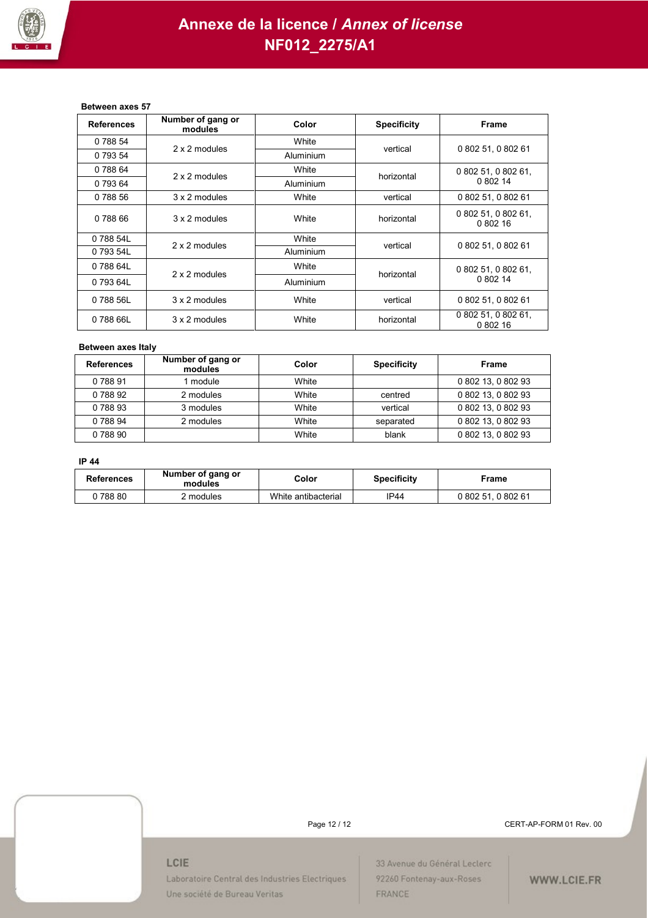**Between axes 57**

| References | Number of gang or modules | Color | Specificity | Frame |
|---|---|---|---|---|
| 0 788 54 | 2 x 2 modules | White | vertical | 0 802 51, 0 802 61 |
| 0 793 54 | | Aluminium | | |
| 0 788 64 | 2 x 2 modules | White | horizontal | 0 802 51, 0 802 61, 0 802 14 |
| 0 793 64 | | Aluminium | | |
| 0 788 56 | 3 x 2 modules | White | vertical | 0 802 51, 0 802 61 |
| 0 788 66 | 3 x 2 modules | White | horizontal | 0 802 51, 0 802 61, 0 802 16 |
| 0 788 54L | 2 x 2 modules | White | vertical | 0 802 51, 0 802 61 |
| 0 793 54L | | Aluminium | | |
| 0 788 64L | 2 x 2 modules | White | horizontal | 0 802 51, 0 802 61, 0 802 14 |
| 0 793 64L | | Aluminium | | |
| 0 788 56L | 3 x 2 modules | White | vertical | 0 802 51, 0 802 61 |
| 0 788 66L | 3 x 2 modules | White | horizontal | 0 802 51, 0 802 61, 0 802 16 |

**Between axes Italy**

| References | Number of gang or modules | Color | Specificity | Frame |
|---|---|---|---|---|
| 0 788 91 | 1 module | White | | 0 802 13, 0 802 93 |
| 0 788 92 | 2 modules | White | centred | 0 802 13, 0 802 93 |
| 0 788 93 | 3 modules | White | vertical | 0 802 13, 0 802 93 |
| 0 788 94 | 2 modules | White | separated | 0 802 13, 0 802 93 |
| 0 788 90 | | White | blank | 0 802 13, 0 802 93 |

**IP 44**

| References | Number of gang or modules | Color | Specificity | Frame |
|---|---|---|---|---|
| 0 788 80 | 2 modules | White antibacterial | IP44 | 0 802 51, 0 802 61 |